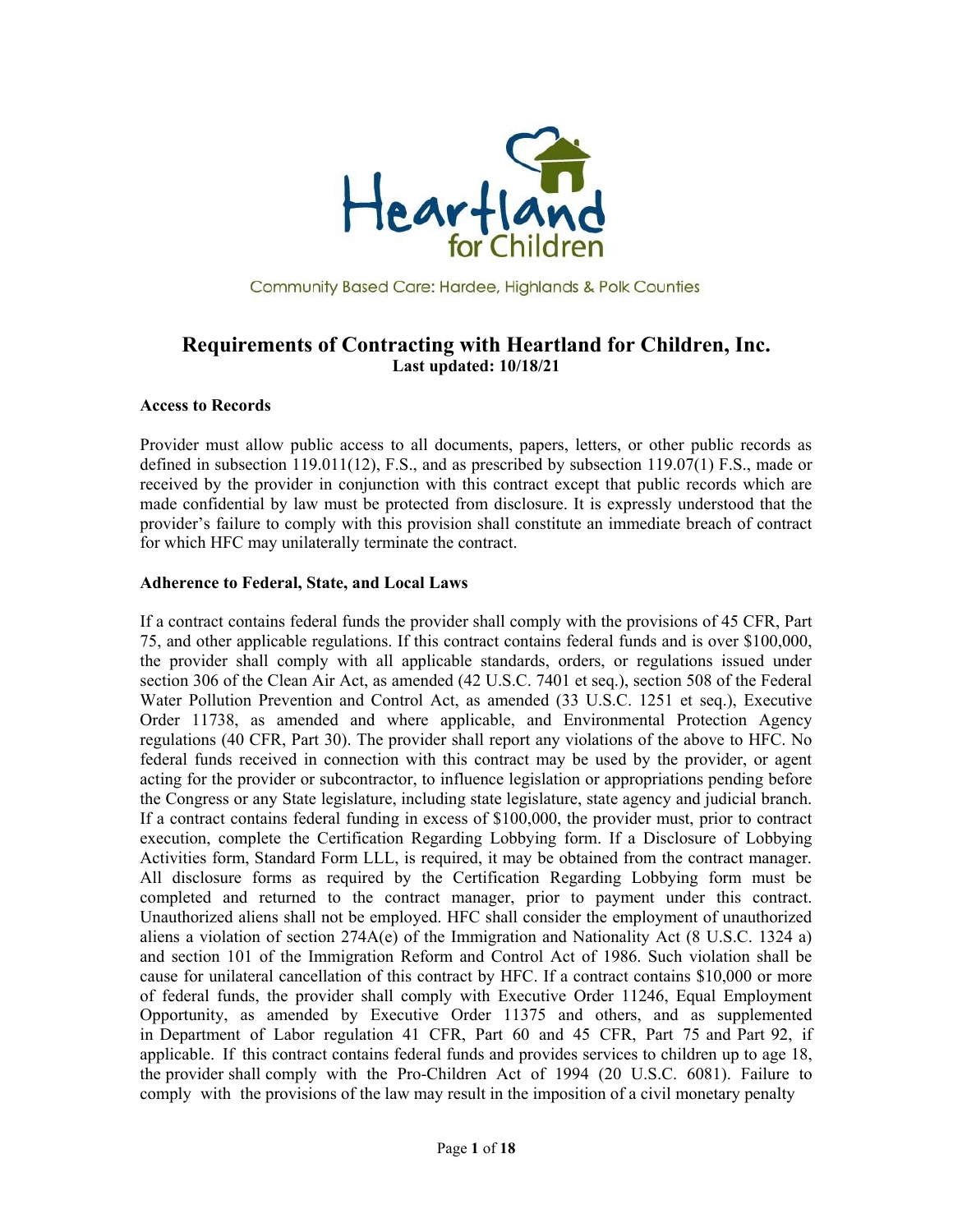Heartland for Children

Community Based Care: Hardee, Highlands & Polk Counties

# Requirements of Contracting with Heartland for Children, Inc.

**Last updated: 10/18/21**

### Access to Records

Provider must allow public access to all documents, papers, letters, or other public records as defined in subsection 119.011(12), F.S., and as prescribed by subsection 119.07(1) F.S., made or received by the provider in conjunction with this contract except that public records which are made confidential by law must be protected from disclosure. It is expressly understood that the provider's failure to comply with this provision shall constitute an immediate breach of contract for which HFC may unilaterally terminate the contract.

### Adherence to Federal, State, and Local Laws

If a contract contains federal funds the provider shall comply with the provisions of 45 CFR, Part 75, and other applicable regulations. If this contract contains federal funds and is over $100,000, the provider shall comply with all applicable standards, orders, or regulations issued under section 306 of the Clean Air Act, as amended (42 U.S.C. 7401 et seq.), section 508 of the Federal Water Pollution Prevention and Control Act, as amended (33 U.S.C. 1251 et seq.), Executive Order 11738, as amended and where applicable, and Environmental Protection Agency regulations (40 CFR, Part 30). The provider shall report any violations of the above to HFC. No federal funds received in connection with this contract may be used by the provider, or agent acting for the provider or subcontractor, to influence legislation or appropriations pending before the Congress or any State legislature, including state legislature, state agency and judicial branch. If a contract contains federal funding in excess of $100,000, the provider must, prior to contract execution, complete the Certification Regarding Lobbying form. If a Disclosure of Lobbying Activities form, Standard Form LLL, is required, it may be obtained from the contract manager. All disclosure forms as required by the Certification Regarding Lobbying form must be completed and returned to the contract manager, prior to payment under this contract. Unauthorized aliens shall not be employed. HFC shall consider the employment of unauthorized aliens a violation of section 274A(e) of the Immigration and Nationality Act (8 U.S.C. 1324 a) and section 101 of the Immigration Reform and Control Act of 1986. Such violation shall be cause for unilateral cancellation of this contract by HFC. If a contract contains $10,000 or more of federal funds, the provider shall comply with Executive Order 11246, Equal Employment Opportunity, as amended by Executive Order 11375 and others, and as supplemented in Department of Labor regulation 41 CFR, Part 60 and 45 CFR, Part 75 and Part 92, if applicable. If this contract contains federal funds and provides services to children up to age 18, the provider shall comply with the Pro-Children Act of 1994 (20 U.S.C. 6081). Failure to comply with the provisions of the law may result in the imposition of a civil monetary penalty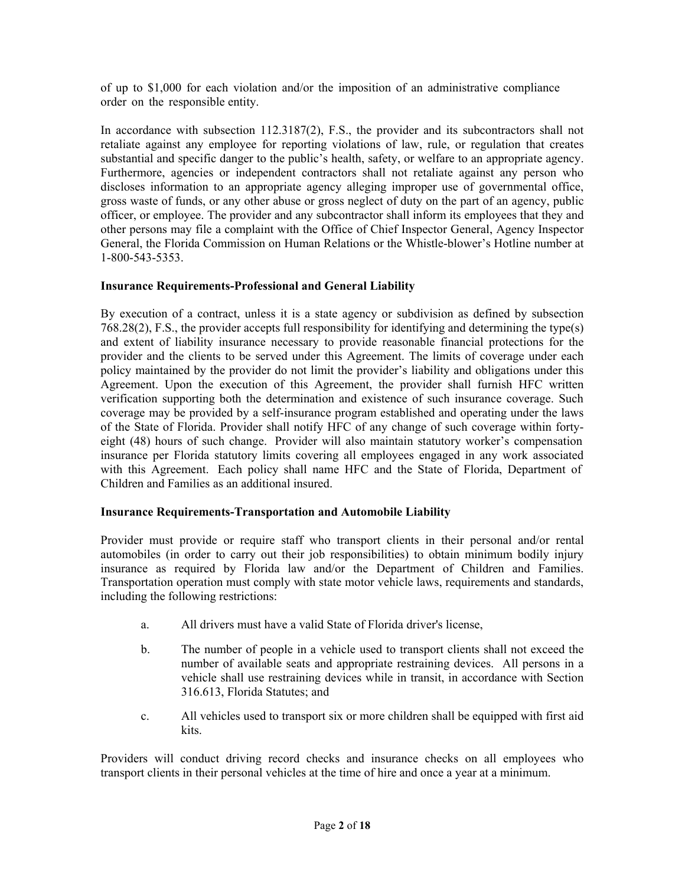of up to $1,000 for each violation and/or the imposition of an administrative compliance order on the responsible entity.

In accordance with subsection 112.3187(2), F.S., the provider and its subcontractors shall not retaliate against any employee for reporting violations of law, rule, or regulation that creates substantial and specific danger to the public's health, safety, or welfare to an appropriate agency. Furthermore, agencies or independent contractors shall not retaliate against any person who discloses information to an appropriate agency alleging improper use of governmental office, gross waste of funds, or any other abuse or gross neglect of duty on the part of an agency, public officer, or employee. The provider and any subcontractor shall inform its employees that they and other persons may file a complaint with the Office of Chief Inspector General, Agency Inspector General, the Florida Commission on Human Relations or the Whistle-blower's Hotline number at 1-800-543-5353.

**Insurance Requirements-Professional and General Liability**

By execution of a contract, unless it is a state agency or subdivision as defined by subsection 768.28(2), F.S., the provider accepts full responsibility for identifying and determining the type(s) and extent of liability insurance necessary to provide reasonable financial protections for the provider and the clients to be served under this Agreement. The limits of coverage under each policy maintained by the provider do not limit the provider's liability and obligations under this Agreement. Upon the execution of this Agreement, the provider shall furnish HFC written verification supporting both the determination and existence of such insurance coverage. Such coverage may be provided by a self-insurance program established and operating under the laws of the State of Florida. Provider shall notify HFC of any change of such coverage within forty-eight (48) hours of such change. Provider will also maintain statutory worker's compensation insurance per Florida statutory limits covering all employees engaged in any work associated with this Agreement. Each policy shall name HFC and the State of Florida, Department of Children and Families as an additional insured.

**Insurance Requirements-Transportation and Automobile Liability**

Provider must provide or require staff who transport clients in their personal and/or rental automobiles (in order to carry out their job responsibilities) to obtain minimum bodily injury insurance as required by Florida law and/or the Department of Children and Families. Transportation operation must comply with state motor vehicle laws, requirements and standards, including the following restrictions:

a. All drivers must have a valid State of Florida driver's license,

b. The number of people in a vehicle used to transport clients shall not exceed the number of available seats and appropriate restraining devices. All persons in a vehicle shall use restraining devices while in transit, in accordance with Section 316.613, Florida Statutes; and

c. All vehicles used to transport six or more children shall be equipped with first aid kits.

Providers will conduct driving record checks and insurance checks on all employees who transport clients in their personal vehicles at the time of hire and once a year at a minimum.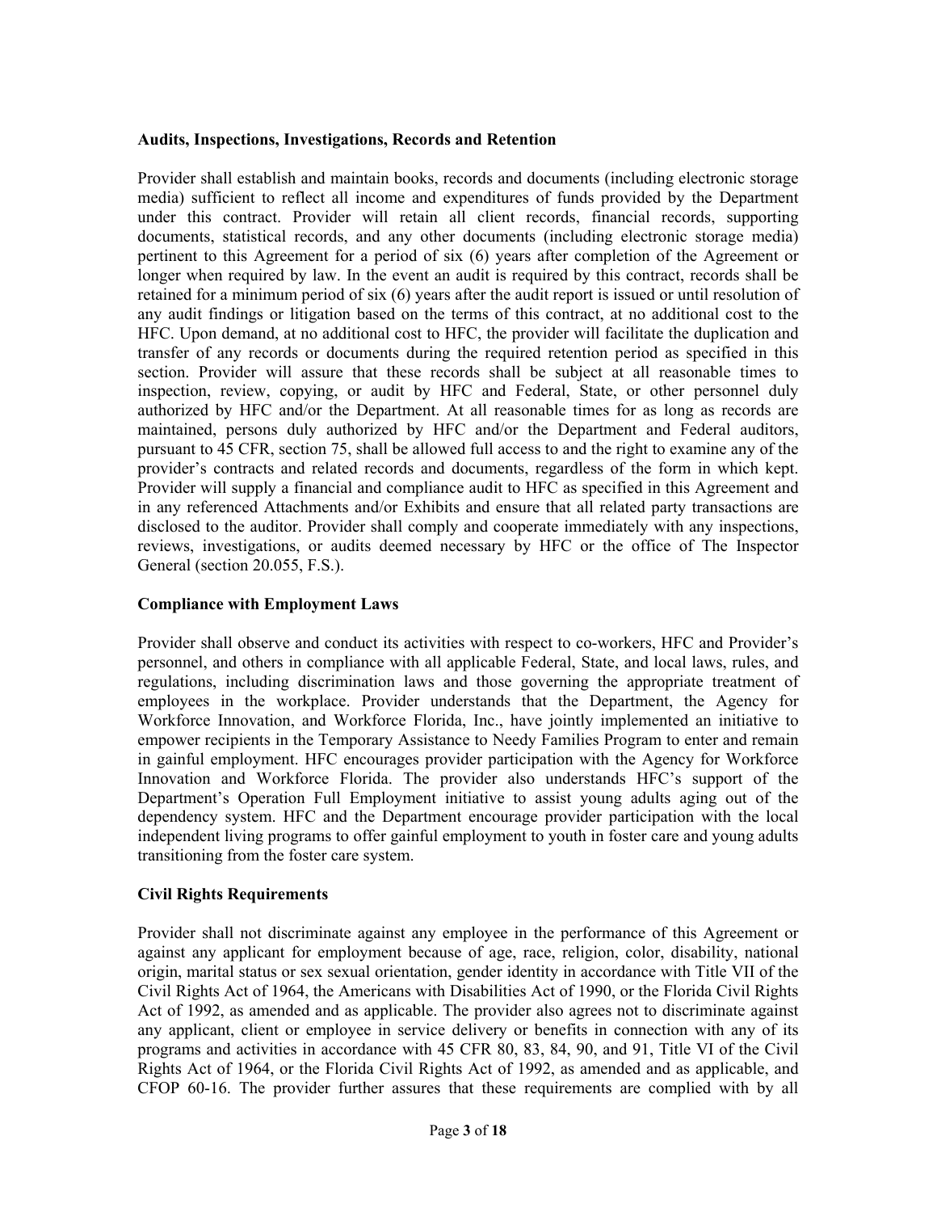**Audits, Inspections, Investigations, Records and Retention**

Provider shall establish and maintain books, records and documents (including electronic storage media) sufficient to reflect all income and expenditures of funds provided by the Department under this contract. Provider will retain all client records, financial records, supporting documents, statistical records, and any other documents (including electronic storage media) pertinent to this Agreement for a period of six (6) years after completion of the Agreement or longer when required by law. In the event an audit is required by this contract, records shall be retained for a minimum period of six (6) years after the audit report is issued or until resolution of any audit findings or litigation based on the terms of this contract, at no additional cost to the HFC. Upon demand, at no additional cost to HFC, the provider will facilitate the duplication and transfer of any records or documents during the required retention period as specified in this section. Provider will assure that these records shall be subject at all reasonable times to inspection, review, copying, or audit by HFC and Federal, State, or other personnel duly authorized by HFC and/or the Department. At all reasonable times for as long as records are maintained, persons duly authorized by HFC and/or the Department and Federal auditors, pursuant to 45 CFR, section 75, shall be allowed full access to and the right to examine any of the provider's contracts and related records and documents, regardless of the form in which kept. Provider will supply a financial and compliance audit to HFC as specified in this Agreement and in any referenced Attachments and/or Exhibits and ensure that all related party transactions are disclosed to the auditor. Provider shall comply and cooperate immediately with any inspections, reviews, investigations, or audits deemed necessary by HFC or the office of The Inspector General (section 20.055, F.S.).

**Compliance with Employment Laws**

Provider shall observe and conduct its activities with respect to co-workers, HFC and Provider's personnel, and others in compliance with all applicable Federal, State, and local laws, rules, and regulations, including discrimination laws and those governing the appropriate treatment of employees in the workplace. Provider understands that the Department, the Agency for Workforce Innovation, and Workforce Florida, Inc., have jointly implemented an initiative to empower recipients in the Temporary Assistance to Needy Families Program to enter and remain in gainful employment. HFC encourages provider participation with the Agency for Workforce Innovation and Workforce Florida. The provider also understands HFC's support of the Department's Operation Full Employment initiative to assist young adults aging out of the dependency system. HFC and the Department encourage provider participation with the local independent living programs to offer gainful employment to youth in foster care and young adults transitioning from the foster care system.

**Civil Rights Requirements**

Provider shall not discriminate against any employee in the performance of this Agreement or against any applicant for employment because of age, race, religion, color, disability, national origin, marital status or sex sexual orientation, gender identity in accordance with Title VII of the Civil Rights Act of 1964, the Americans with Disabilities Act of 1990, or the Florida Civil Rights Act of 1992, as amended and as applicable. The provider also agrees not to discriminate against any applicant, client or employee in service delivery or benefits in connection with any of its programs and activities in accordance with 45 CFR 80, 83, 84, 90, and 91, Title VI of the Civil Rights Act of 1964, or the Florida Civil Rights Act of 1992, as amended and as applicable, and CFOP 60-16. The provider further assures that these requirements are complied with by all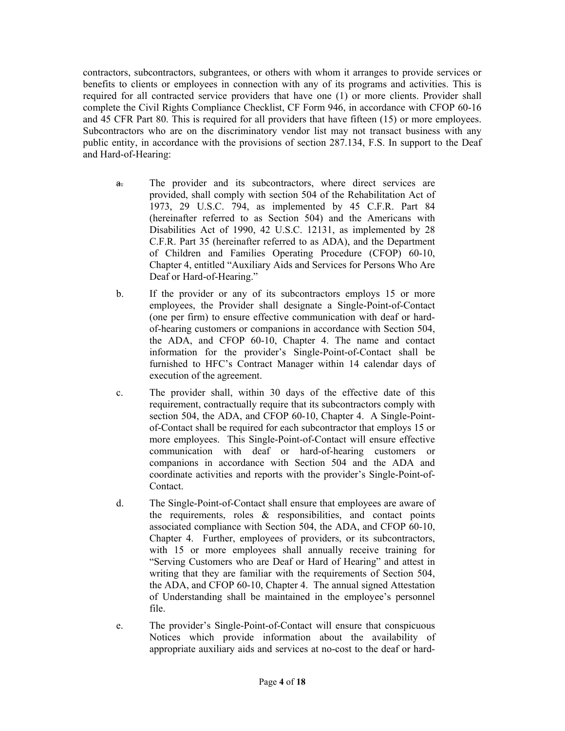contractors, subcontractors, subgrantees, or others with whom it arranges to provide services or benefits to clients or employees in connection with any of its programs and activities. This is required for all contracted service providers that have one (1) or more clients. Provider shall complete the Civil Rights Compliance Checklist, CF Form 946, in accordance with CFOP 60-16 and 45 CFR Part 80. This is required for all providers that have fifteen (15) or more employees. Subcontractors who are on the discriminatory vendor list may not transact business with any public entity, in accordance with the provisions of section 287.134, F.S. In support to the Deaf and Hard-of-Hearing:

a. The provider and its subcontractors, where direct services are provided, shall comply with section 504 of the Rehabilitation Act of 1973, 29 U.S.C. 794, as implemented by 45 C.F.R. Part 84 (hereinafter referred to as Section 504) and the Americans with Disabilities Act of 1990, 42 U.S.C. 12131, as implemented by 28 C.F.R. Part 35 (hereinafter referred to as ADA), and the Department of Children and Families Operating Procedure (CFOP) 60-10, Chapter 4, entitled "Auxiliary Aids and Services for Persons Who Are Deaf or Hard-of-Hearing."

b. If the provider or any of its subcontractors employs 15 or more employees, the Provider shall designate a Single-Point-of-Contact (one per firm) to ensure effective communication with deaf or hard-of-hearing customers or companions in accordance with Section 504, the ADA, and CFOP 60-10, Chapter 4. The name and contact information for the provider's Single-Point-of-Contact shall be furnished to HFC's Contract Manager within 14 calendar days of execution of the agreement.

c. The provider shall, within 30 days of the effective date of this requirement, contractually require that its subcontractors comply with section 504, the ADA, and CFOP 60-10, Chapter 4. A Single-Point-of-Contact shall be required for each subcontractor that employs 15 or more employees. This Single-Point-of-Contact will ensure effective communication with deaf or hard-of-hearing customers or companions in accordance with Section 504 and the ADA and coordinate activities and reports with the provider's Single-Point-of-Contact.

d. The Single-Point-of-Contact shall ensure that employees are aware of the requirements, roles & responsibilities, and contact points associated compliance with Section 504, the ADA, and CFOP 60-10, Chapter 4. Further, employees of providers, or its subcontractors, with 15 or more employees shall annually receive training for "Serving Customers who are Deaf or Hard of Hearing" and attest in writing that they are familiar with the requirements of Section 504, the ADA, and CFOP 60-10, Chapter 4. The annual signed Attestation of Understanding shall be maintained in the employee's personnel file.

e. The provider's Single-Point-of-Contact will ensure that conspicuous Notices which provide information about the availability of appropriate auxiliary aids and services at no-cost to the deaf or hard-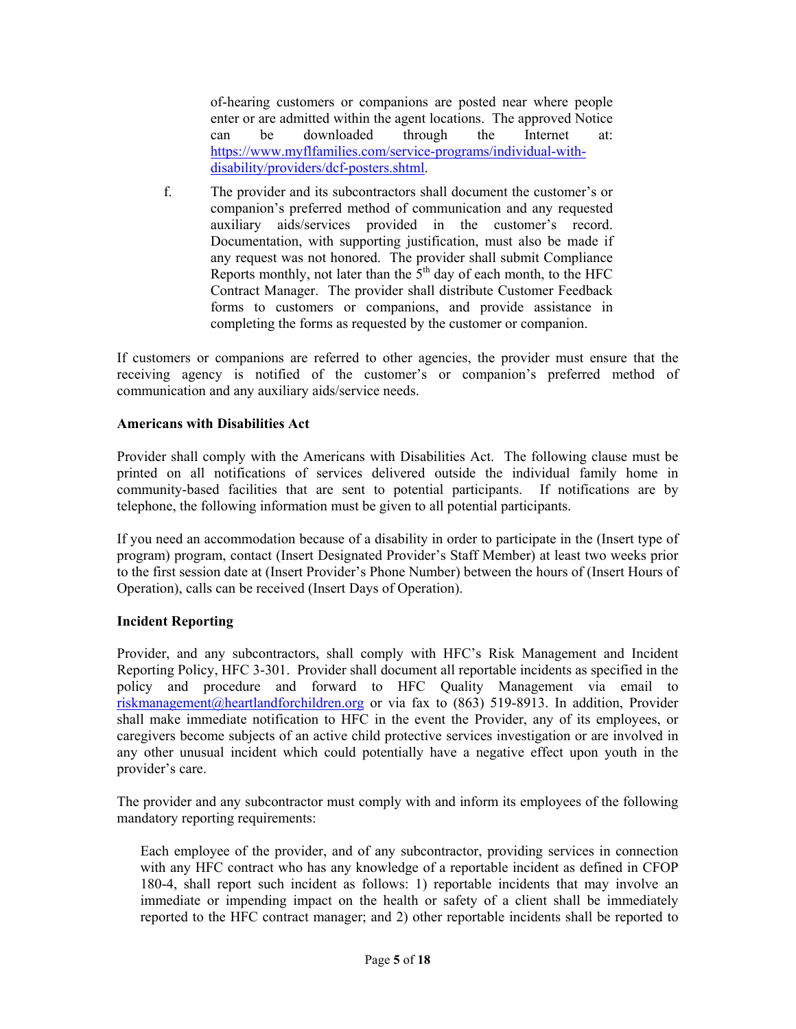of-hearing customers or companions are posted near where people enter or are admitted within the agent locations. The approved Notice can be downloaded through the Internet at: https://www.myflfamilies.com/service-programs/individual-with-disability/providers/dcf-posters.shtml.

f. The provider and its subcontractors shall document the customer's or companion's preferred method of communication and any requested auxiliary aids/services provided in the customer's record. Documentation, with supporting justification, must also be made if any request was not honored. The provider shall submit Compliance Reports monthly, not later than the 5th day of each month, to the HFC Contract Manager. The provider shall distribute Customer Feedback forms to customers or companions, and provide assistance in completing the forms as requested by the customer or companion.

If customers or companions are referred to other agencies, the provider must ensure that the receiving agency is notified of the customer's or companion's preferred method of communication and any auxiliary aids/service needs.

**Americans with Disabilities Act**

Provider shall comply with the Americans with Disabilities Act. The following clause must be printed on all notifications of services delivered outside the individual family home in community-based facilities that are sent to potential participants. If notifications are by telephone, the following information must be given to all potential participants.

If you need an accommodation because of a disability in order to participate in the (Insert type of program) program, contact (Insert Designated Provider's Staff Member) at least two weeks prior to the first session date at (Insert Provider's Phone Number) between the hours of (Insert Hours of Operation), calls can be received (Insert Days of Operation).

**Incident Reporting**

Provider, and any subcontractors, shall comply with HFC's Risk Management and Incident Reporting Policy, HFC 3-301. Provider shall document all reportable incidents as specified in the policy and procedure and forward to HFC Quality Management via email to riskmanagement@heartlandforchildren.org or via fax to (863) 519-8913. In addition, Provider shall make immediate notification to HFC in the event the Provider, any of its employees, or caregivers become subjects of an active child protective services investigation or are involved in any other unusual incident which could potentially have a negative effect upon youth in the provider's care.

The provider and any subcontractor must comply with and inform its employees of the following mandatory reporting requirements:

> Each employee of the provider, and of any subcontractor, providing services in connection with any HFC contract who has any knowledge of a reportable incident as defined in CFOP 180-4, shall report such incident as follows: 1) reportable incidents that may involve an immediate or impending impact on the health or safety of a client shall be immediately reported to the HFC contract manager; and 2) other reportable incidents shall be reported to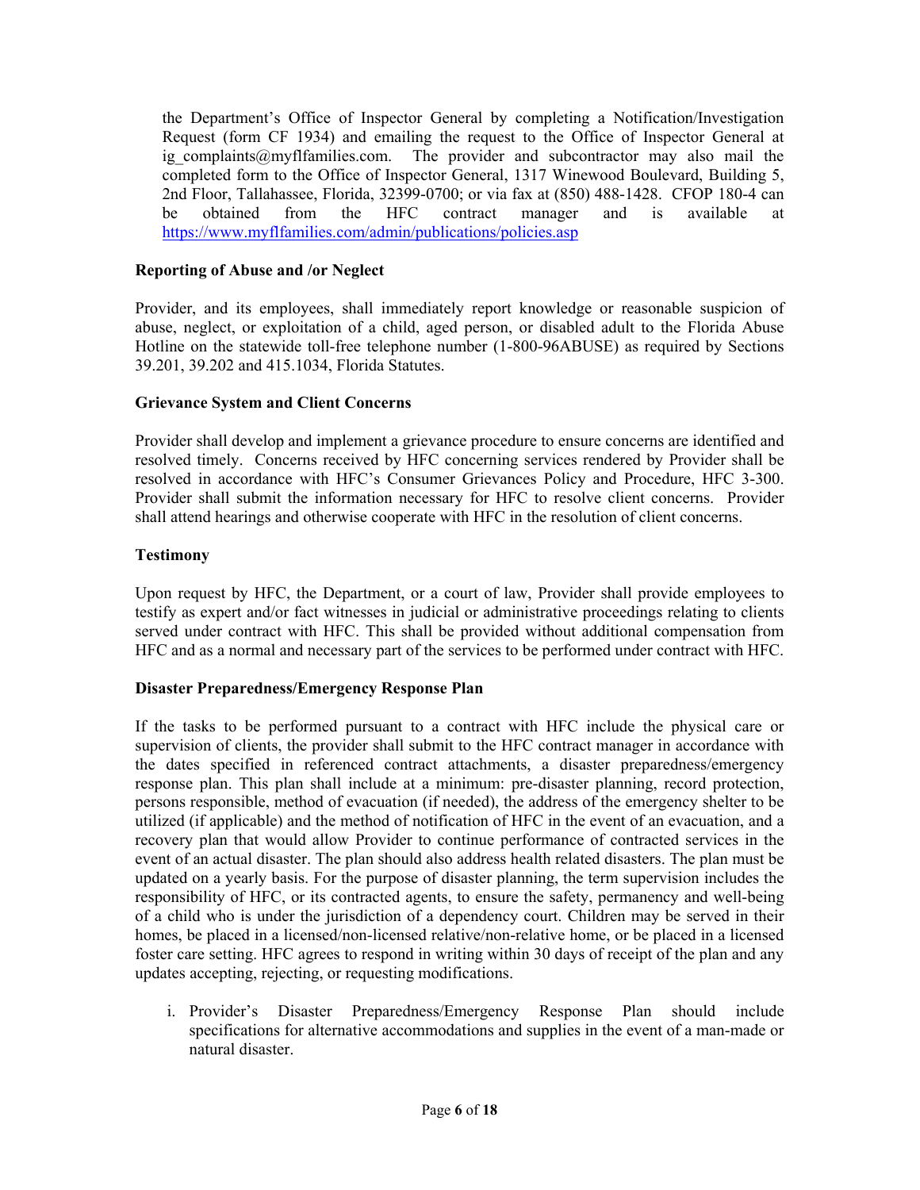the Department's Office of Inspector General by completing a Notification/Investigation Request (form CF 1934) and emailing the request to the Office of Inspector General at ig_complaints@myflfamilies.com. The provider and subcontractor may also mail the completed form to the Office of Inspector General, 1317 Winewood Boulevard, Building 5, 2nd Floor, Tallahassee, Florida, 32399-0700; or via fax at (850) 488-1428. CFOP 180-4 can be obtained from the HFC contract manager and is available at https://www.myflfamilies.com/admin/publications/policies.asp

**Reporting of Abuse and /or Neglect**

Provider, and its employees, shall immediately report knowledge or reasonable suspicion of abuse, neglect, or exploitation of a child, aged person, or disabled adult to the Florida Abuse Hotline on the statewide toll-free telephone number (1-800-96ABUSE) as required by Sections 39.201, 39.202 and 415.1034, Florida Statutes.

**Grievance System and Client Concerns**

Provider shall develop and implement a grievance procedure to ensure concerns are identified and resolved timely. Concerns received by HFC concerning services rendered by Provider shall be resolved in accordance with HFC's Consumer Grievances Policy and Procedure, HFC 3-300. Provider shall submit the information necessary for HFC to resolve client concerns. Provider shall attend hearings and otherwise cooperate with HFC in the resolution of client concerns.

**Testimony**

Upon request by HFC, the Department, or a court of law, Provider shall provide employees to testify as expert and/or fact witnesses in judicial or administrative proceedings relating to clients served under contract with HFC. This shall be provided without additional compensation from HFC and as a normal and necessary part of the services to be performed under contract with HFC.

**Disaster Preparedness/Emergency Response Plan**

If the tasks to be performed pursuant to a contract with HFC include the physical care or supervision of clients, the provider shall submit to the HFC contract manager in accordance with the dates specified in referenced contract attachments, a disaster preparedness/emergency response plan. This plan shall include at a minimum: pre-disaster planning, record protection, persons responsible, method of evacuation (if needed), the address of the emergency shelter to be utilized (if applicable) and the method of notification of HFC in the event of an evacuation, and a recovery plan that would allow Provider to continue performance of contracted services in the event of an actual disaster. The plan should also address health related disasters. The plan must be updated on a yearly basis. For the purpose of disaster planning, the term supervision includes the responsibility of HFC, or its contracted agents, to ensure the safety, permanency and well-being of a child who is under the jurisdiction of a dependency court. Children may be served in their homes, be placed in a licensed/non-licensed relative/non-relative home, or be placed in a licensed foster care setting. HFC agrees to respond in writing within 30 days of receipt of the plan and any updates accepting, rejecting, or requesting modifications.

i. Provider's Disaster Preparedness/Emergency Response Plan should include specifications for alternative accommodations and supplies in the event of a man-made or natural disaster.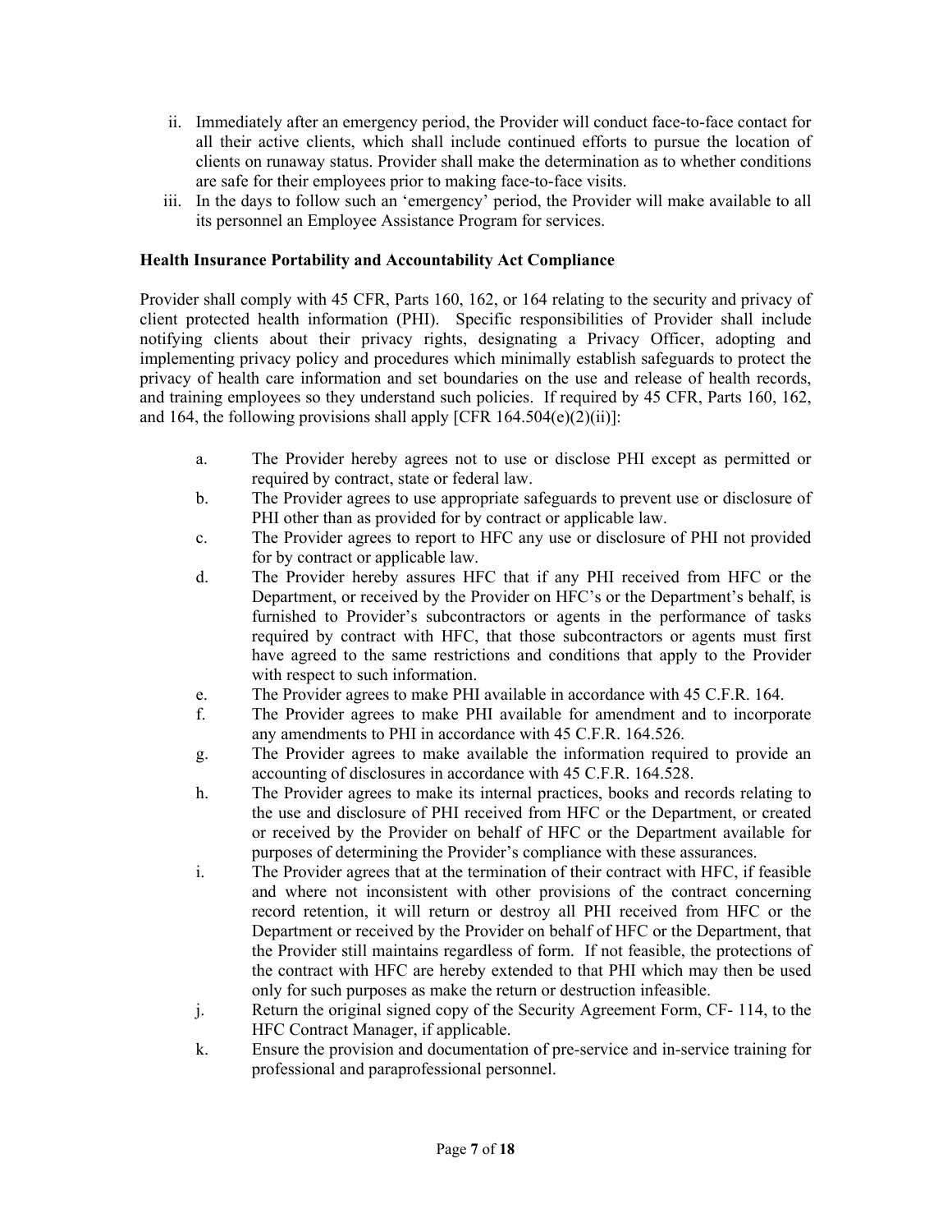ii. Immediately after an emergency period, the Provider will conduct face-to-face contact for all their active clients, which shall include continued efforts to pursue the location of clients on runaway status. Provider shall make the determination as to whether conditions are safe for their employees prior to making face-to-face visits.

iii. In the days to follow such an 'emergency' period, the Provider will make available to all its personnel an Employee Assistance Program for services.

**Health Insurance Portability and Accountability Act Compliance**

Provider shall comply with 45 CFR, Parts 160, 162, or 164 relating to the security and privacy of client protected health information (PHI). Specific responsibilities of Provider shall include notifying clients about their privacy rights, designating a Privacy Officer, adopting and implementing privacy policy and procedures which minimally establish safeguards to protect the privacy of health care information and set boundaries on the use and release of health records, and training employees so they understand such policies. If required by 45 CFR, Parts 160, 162, and 164, the following provisions shall apply [CFR 164.504(e)(2)(ii)]:

a. The Provider hereby agrees not to use or disclose PHI except as permitted or required by contract, state or federal law.

b. The Provider agrees to use appropriate safeguards to prevent use or disclosure of PHI other than as provided for by contract or applicable law.

c. The Provider agrees to report to HFC any use or disclosure of PHI not provided for by contract or applicable law.

d. The Provider hereby assures HFC that if any PHI received from HFC or the Department, or received by the Provider on HFC's or the Department's behalf, is furnished to Provider's subcontractors or agents in the performance of tasks required by contract with HFC, that those subcontractors or agents must first have agreed to the same restrictions and conditions that apply to the Provider with respect to such information.

e. The Provider agrees to make PHI available in accordance with 45 C.F.R. 164.

f. The Provider agrees to make PHI available for amendment and to incorporate any amendments to PHI in accordance with 45 C.F.R. 164.526.

g. The Provider agrees to make available the information required to provide an accounting of disclosures in accordance with 45 C.F.R. 164.528.

h. The Provider agrees to make its internal practices, books and records relating to the use and disclosure of PHI received from HFC or the Department, or created or received by the Provider on behalf of HFC or the Department available for purposes of determining the Provider's compliance with these assurances.

i. The Provider agrees that at the termination of their contract with HFC, if feasible and where not inconsistent with other provisions of the contract concerning record retention, it will return or destroy all PHI received from HFC or the Department or received by the Provider on behalf of HFC or the Department, that the Provider still maintains regardless of form. If not feasible, the protections of the contract with HFC are hereby extended to that PHI which may then be used only for such purposes as make the return or destruction infeasible.

j. Return the original signed copy of the Security Agreement Form, CF- 114, to the HFC Contract Manager, if applicable.

k. Ensure the provision and documentation of pre-service and in-service training for professional and paraprofessional personnel.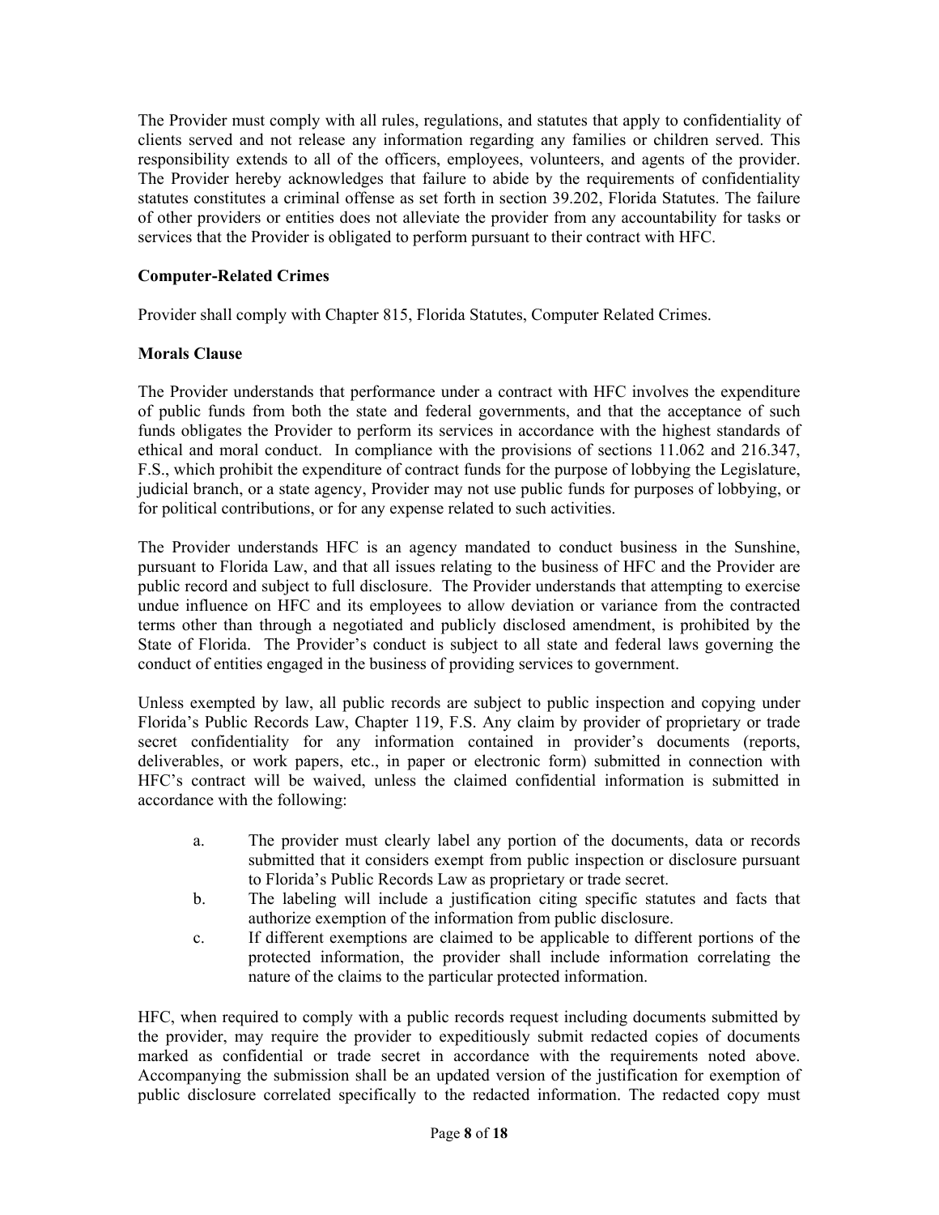The Provider must comply with all rules, regulations, and statutes that apply to confidentiality of clients served and not release any information regarding any families or children served. This responsibility extends to all of the officers, employees, volunteers, and agents of the provider. The Provider hereby acknowledges that failure to abide by the requirements of confidentiality statutes constitutes a criminal offense as set forth in section 39.202, Florida Statutes. The failure of other providers or entities does not alleviate the provider from any accountability for tasks or services that the Provider is obligated to perform pursuant to their contract with HFC.

**Computer-Related Crimes**

Provider shall comply with Chapter 815, Florida Statutes, Computer Related Crimes.

**Morals Clause**

The Provider understands that performance under a contract with HFC involves the expenditure of public funds from both the state and federal governments, and that the acceptance of such funds obligates the Provider to perform its services in accordance with the highest standards of ethical and moral conduct. In compliance with the provisions of sections 11.062 and 216.347, F.S., which prohibit the expenditure of contract funds for the purpose of lobbying the Legislature, judicial branch, or a state agency, Provider may not use public funds for purposes of lobbying, or for political contributions, or for any expense related to such activities.

The Provider understands HFC is an agency mandated to conduct business in the Sunshine, pursuant to Florida Law, and that all issues relating to the business of HFC and the Provider are public record and subject to full disclosure. The Provider understands that attempting to exercise undue influence on HFC and its employees to allow deviation or variance from the contracted terms other than through a negotiated and publicly disclosed amendment, is prohibited by the State of Florida. The Provider's conduct is subject to all state and federal laws governing the conduct of entities engaged in the business of providing services to government.

Unless exempted by law, all public records are subject to public inspection and copying under Florida's Public Records Law, Chapter 119, F.S. Any claim by provider of proprietary or trade secret confidentiality for any information contained in provider's documents (reports, deliverables, or work papers, etc., in paper or electronic form) submitted in connection with HFC's contract will be waived, unless the claimed confidential information is submitted in accordance with the following:

a. The provider must clearly label any portion of the documents, data or records submitted that it considers exempt from public inspection or disclosure pursuant to Florida's Public Records Law as proprietary or trade secret.

b. The labeling will include a justification citing specific statutes and facts that authorize exemption of the information from public disclosure.

c. If different exemptions are claimed to be applicable to different portions of the protected information, the provider shall include information correlating the nature of the claims to the particular protected information.

HFC, when required to comply with a public records request including documents submitted by the provider, may require the provider to expeditiously submit redacted copies of documents marked as confidential or trade secret in accordance with the requirements noted above. Accompanying the submission shall be an updated version of the justification for exemption of public disclosure correlated specifically to the redacted information. The redacted copy must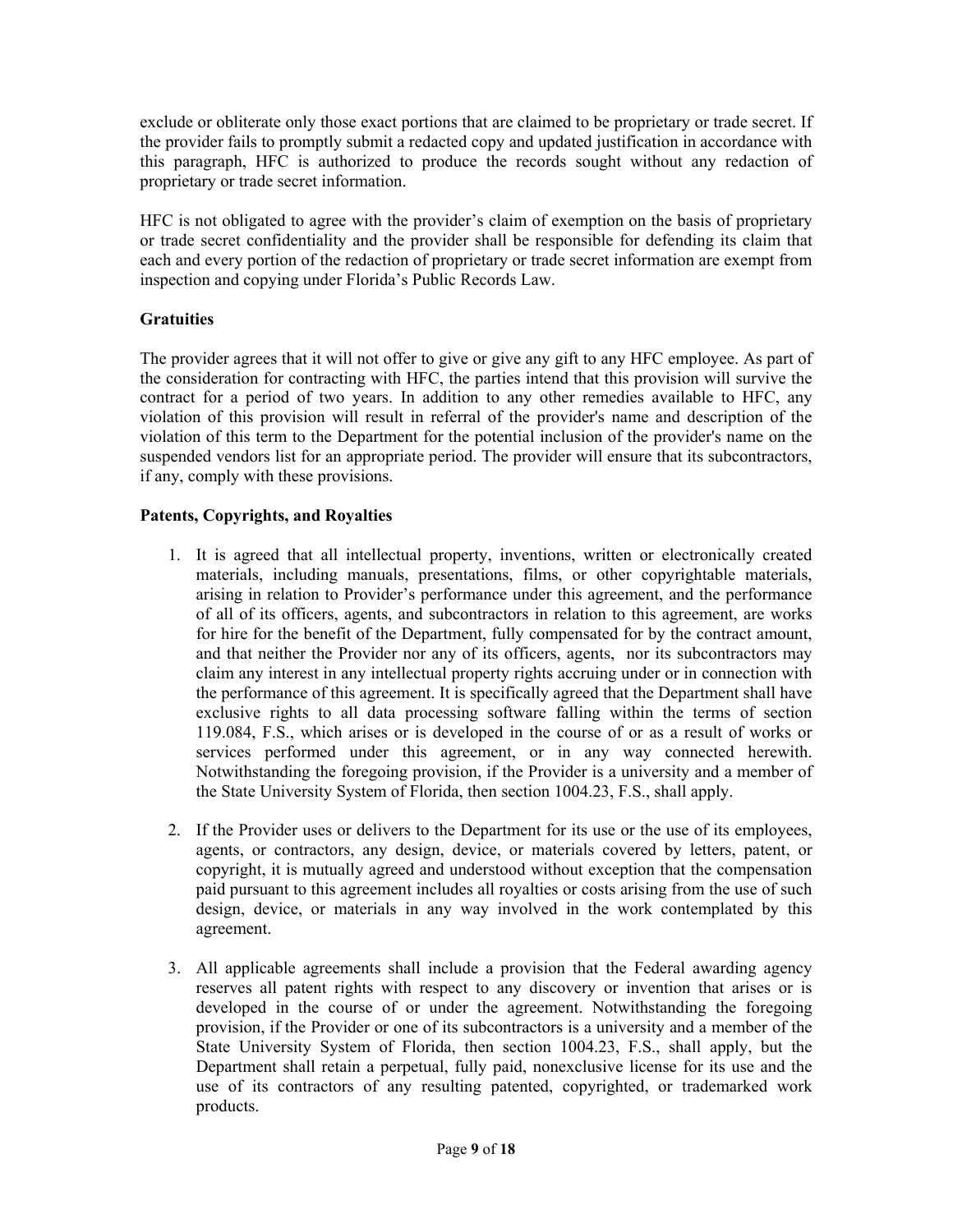exclude or obliterate only those exact portions that are claimed to be proprietary or trade secret. If the provider fails to promptly submit a redacted copy and updated justification in accordance with this paragraph, HFC is authorized to produce the records sought without any redaction of proprietary or trade secret information.

HFC is not obligated to agree with the provider's claim of exemption on the basis of proprietary or trade secret confidentiality and the provider shall be responsible for defending its claim that each and every portion of the redaction of proprietary or trade secret information are exempt from inspection and copying under Florida's Public Records Law.

**Gratuities**

The provider agrees that it will not offer to give or give any gift to any HFC employee. As part of the consideration for contracting with HFC, the parties intend that this provision will survive the contract for a period of two years. In addition to any other remedies available to HFC, any violation of this provision will result in referral of the provider's name and description of the violation of this term to the Department for the potential inclusion of the provider's name on the suspended vendors list for an appropriate period. The provider will ensure that its subcontractors, if any, comply with these provisions.

**Patents, Copyrights, and Royalties**

1. It is agreed that all intellectual property, inventions, written or electronically created materials, including manuals, presentations, films, or other copyrightable materials, arising in relation to Provider's performance under this agreement, and the performance of all of its officers, agents, and subcontractors in relation to this agreement, are works for hire for the benefit of the Department, fully compensated for by the contract amount, and that neither the Provider nor any of its officers, agents, nor its subcontractors may claim any interest in any intellectual property rights accruing under or in connection with the performance of this agreement. It is specifically agreed that the Department shall have exclusive rights to all data processing software falling within the terms of section 119.084, F.S., which arises or is developed in the course of or as a result of works or services performed under this agreement, or in any way connected herewith. Notwithstanding the foregoing provision, if the Provider is a university and a member of the State University System of Florida, then section 1004.23, F.S., shall apply.

2. If the Provider uses or delivers to the Department for its use or the use of its employees, agents, or contractors, any design, device, or materials covered by letters, patent, or copyright, it is mutually agreed and understood without exception that the compensation paid pursuant to this agreement includes all royalties or costs arising from the use of such design, device, or materials in any way involved in the work contemplated by this agreement.

3. All applicable agreements shall include a provision that the Federal awarding agency reserves all patent rights with respect to any discovery or invention that arises or is developed in the course of or under the agreement. Notwithstanding the foregoing provision, if the Provider or one of its subcontractors is a university and a member of the State University System of Florida, then section 1004.23, F.S., shall apply, but the Department shall retain a perpetual, fully paid, nonexclusive license for its use and the use of its contractors of any resulting patented, copyrighted, or trademarked work products.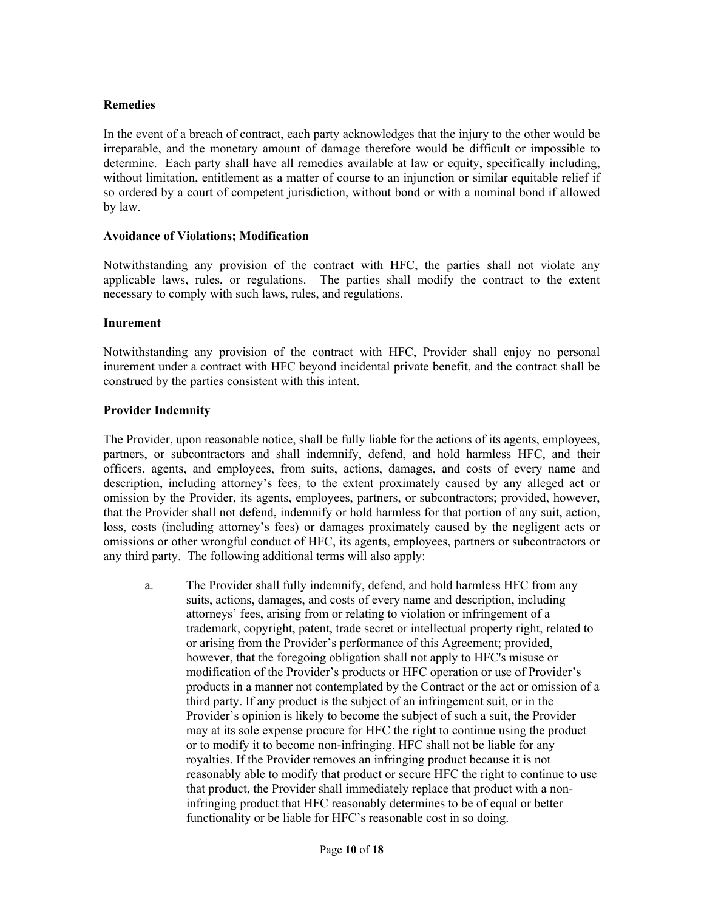**Remedies**

In the event of a breach of contract, each party acknowledges that the injury to the other would be irreparable, and the monetary amount of damage therefore would be difficult or impossible to determine. Each party shall have all remedies available at law or equity, specifically including, without limitation, entitlement as a matter of course to an injunction or similar equitable relief if so ordered by a court of competent jurisdiction, without bond or with a nominal bond if allowed by law.

**Avoidance of Violations; Modification**

Notwithstanding any provision of the contract with HFC, the parties shall not violate any applicable laws, rules, or regulations. The parties shall modify the contract to the extent necessary to comply with such laws, rules, and regulations.

**Inurement**

Notwithstanding any provision of the contract with HFC, Provider shall enjoy no personal inurement under a contract with HFC beyond incidental private benefit, and the contract shall be construed by the parties consistent with this intent.

**Provider Indemnity**

The Provider, upon reasonable notice, shall be fully liable for the actions of its agents, employees, partners, or subcontractors and shall indemnify, defend, and hold harmless HFC, and their officers, agents, and employees, from suits, actions, damages, and costs of every name and description, including attorney's fees, to the extent proximately caused by any alleged act or omission by the Provider, its agents, employees, partners, or subcontractors; provided, however, that the Provider shall not defend, indemnify or hold harmless for that portion of any suit, action, loss, costs (including attorney's fees) or damages proximately caused by the negligent acts or omissions or other wrongful conduct of HFC, its agents, employees, partners or subcontractors or any third party. The following additional terms will also apply:

a. The Provider shall fully indemnify, defend, and hold harmless HFC from any suits, actions, damages, and costs of every name and description, including attorneys' fees, arising from or relating to violation or infringement of a trademark, copyright, patent, trade secret or intellectual property right, related to or arising from the Provider's performance of this Agreement; provided, however, that the foregoing obligation shall not apply to HFC's misuse or modification of the Provider's products or HFC operation or use of Provider's products in a manner not contemplated by the Contract or the act or omission of a third party. If any product is the subject of an infringement suit, or in the Provider's opinion is likely to become the subject of such a suit, the Provider may at its sole expense procure for HFC the right to continue using the product or to modify it to become non-infringing. HFC shall not be liable for any royalties. If the Provider removes an infringing product because it is not reasonably able to modify that product or secure HFC the right to continue to use that product, the Provider shall immediately replace that product with a non-infringing product that HFC reasonably determines to be of equal or better functionality or be liable for HFC's reasonable cost in so doing.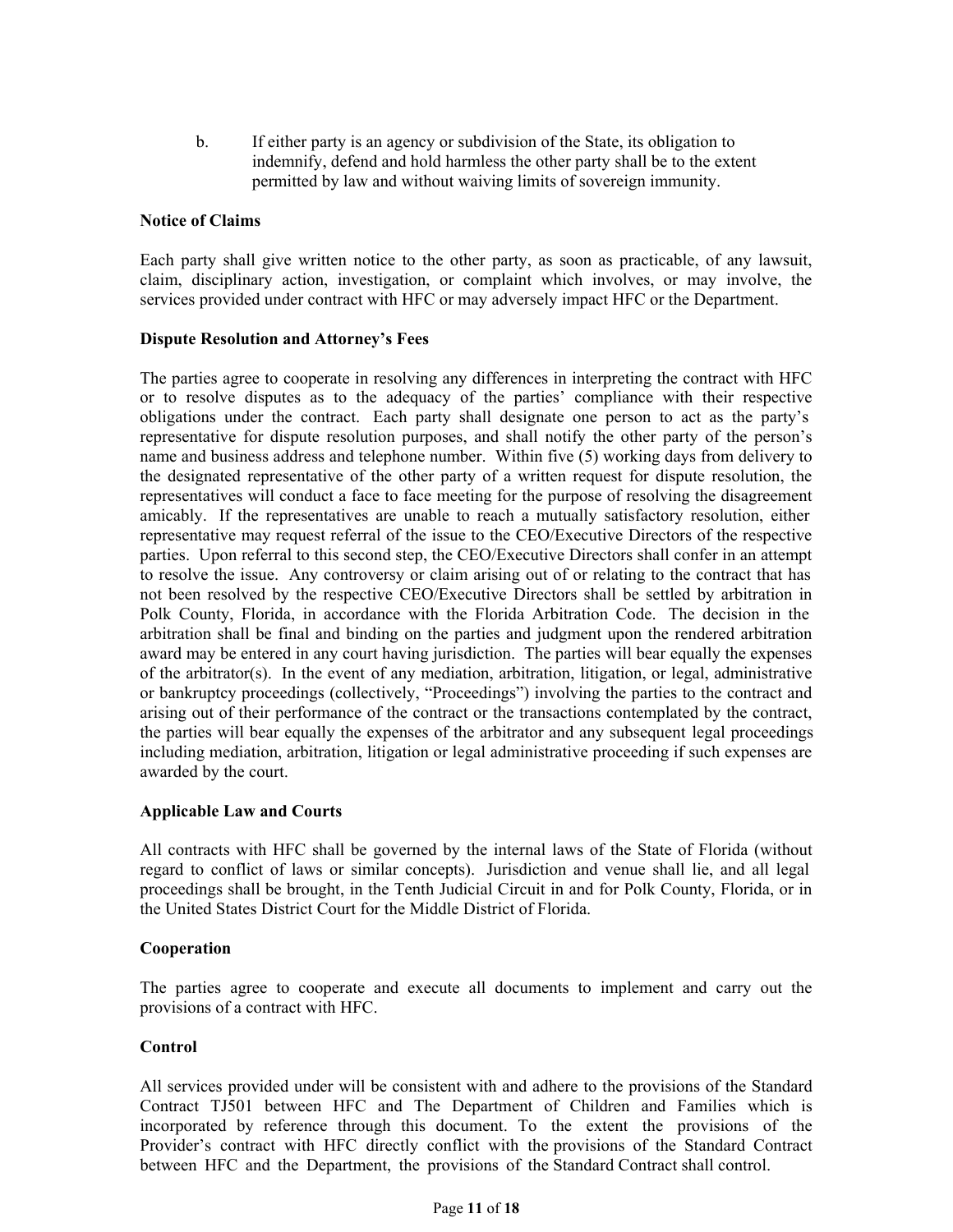b. If either party is an agency or subdivision of the State, its obligation to indemnify, defend and hold harmless the other party shall be to the extent permitted by law and without waiving limits of sovereign immunity.

**Notice of Claims**

Each party shall give written notice to the other party, as soon as practicable, of any lawsuit, claim, disciplinary action, investigation, or complaint which involves, or may involve, the services provided under contract with HFC or may adversely impact HFC or the Department.

**Dispute Resolution and Attorney's Fees**

The parties agree to cooperate in resolving any differences in interpreting the contract with HFC or to resolve disputes as to the adequacy of the parties' compliance with their respective obligations under the contract. Each party shall designate one person to act as the party's representative for dispute resolution purposes, and shall notify the other party of the person's name and business address and telephone number. Within five (5) working days from delivery to the designated representative of the other party of a written request for dispute resolution, the representatives will conduct a face to face meeting for the purpose of resolving the disagreement amicably. If the representatives are unable to reach a mutually satisfactory resolution, either representative may request referral of the issue to the CEO/Executive Directors of the respective parties. Upon referral to this second step, the CEO/Executive Directors shall confer in an attempt to resolve the issue. Any controversy or claim arising out of or relating to the contract that has not been resolved by the respective CEO/Executive Directors shall be settled by arbitration in Polk County, Florida, in accordance with the Florida Arbitration Code. The decision in the arbitration shall be final and binding on the parties and judgment upon the rendered arbitration award may be entered in any court having jurisdiction. The parties will bear equally the expenses of the arbitrator(s). In the event of any mediation, arbitration, litigation, or legal, administrative or bankruptcy proceedings (collectively, "Proceedings") involving the parties to the contract and arising out of their performance of the contract or the transactions contemplated by the contract, the parties will bear equally the expenses of the arbitrator and any subsequent legal proceedings including mediation, arbitration, litigation or legal administrative proceeding if such expenses are awarded by the court.

**Applicable Law and Courts**

All contracts with HFC shall be governed by the internal laws of the State of Florida (without regard to conflict of laws or similar concepts). Jurisdiction and venue shall lie, and all legal proceedings shall be brought, in the Tenth Judicial Circuit in and for Polk County, Florida, or in the United States District Court for the Middle District of Florida.

**Cooperation**

The parties agree to cooperate and execute all documents to implement and carry out the provisions of a contract with HFC.

**Control**

All services provided under will be consistent with and adhere to the provisions of the Standard Contract TJ501 between HFC and The Department of Children and Families which is incorporated by reference through this document. To the extent the provisions of the Provider's contract with HFC directly conflict with the provisions of the Standard Contract between HFC and the Department, the provisions of the Standard Contract shall control.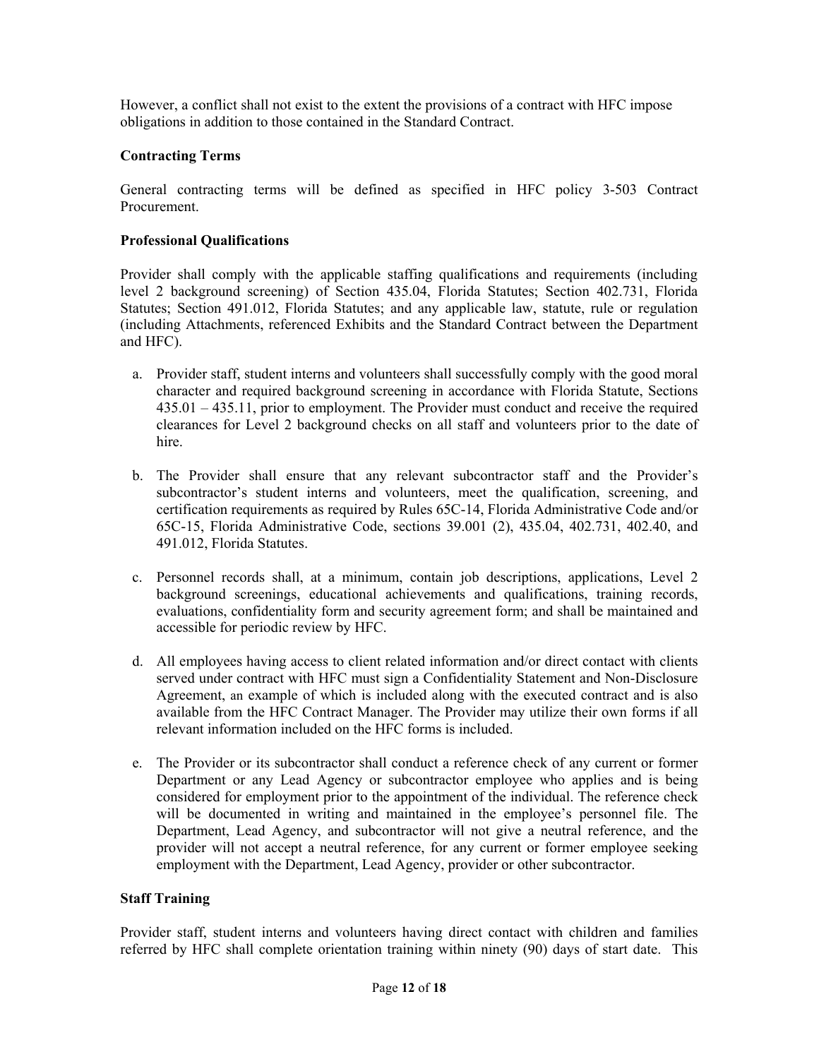However, a conflict shall not exist to the extent the provisions of a contract with HFC impose obligations in addition to those contained in the Standard Contract.

**Contracting Terms**

General contracting terms will be defined as specified in HFC policy 3-503 Contract Procurement.

**Professional Qualifications**

Provider shall comply with the applicable staffing qualifications and requirements (including level 2 background screening) of Section 435.04, Florida Statutes; Section 402.731, Florida Statutes; Section 491.012, Florida Statutes; and any applicable law, statute, rule or regulation (including Attachments, referenced Exhibits and the Standard Contract between the Department and HFC).

a. Provider staff, student interns and volunteers shall successfully comply with the good moral character and required background screening in accordance with Florida Statute, Sections 435.01 – 435.11, prior to employment. The Provider must conduct and receive the required clearances for Level 2 background checks on all staff and volunteers prior to the date of hire.

b. The Provider shall ensure that any relevant subcontractor staff and the Provider's subcontractor's student interns and volunteers, meet the qualification, screening, and certification requirements as required by Rules 65C-14, Florida Administrative Code and/or 65C-15, Florida Administrative Code, sections 39.001 (2), 435.04, 402.731, 402.40, and 491.012, Florida Statutes.

c. Personnel records shall, at a minimum, contain job descriptions, applications, Level 2 background screenings, educational achievements and qualifications, training records, evaluations, confidentiality form and security agreement form; and shall be maintained and accessible for periodic review by HFC.

d. All employees having access to client related information and/or direct contact with clients served under contract with HFC must sign a Confidentiality Statement and Non-Disclosure Agreement, an example of which is included along with the executed contract and is also available from the HFC Contract Manager. The Provider may utilize their own forms if all relevant information included on the HFC forms is included.

e. The Provider or its subcontractor shall conduct a reference check of any current or former Department or any Lead Agency or subcontractor employee who applies and is being considered for employment prior to the appointment of the individual. The reference check will be documented in writing and maintained in the employee's personnel file. The Department, Lead Agency, and subcontractor will not give a neutral reference, and the provider will not accept a neutral reference, for any current or former employee seeking employment with the Department, Lead Agency, provider or other subcontractor.

**Staff Training**

Provider staff, student interns and volunteers having direct contact with children and families referred by HFC shall complete orientation training within ninety (90) days of start date. This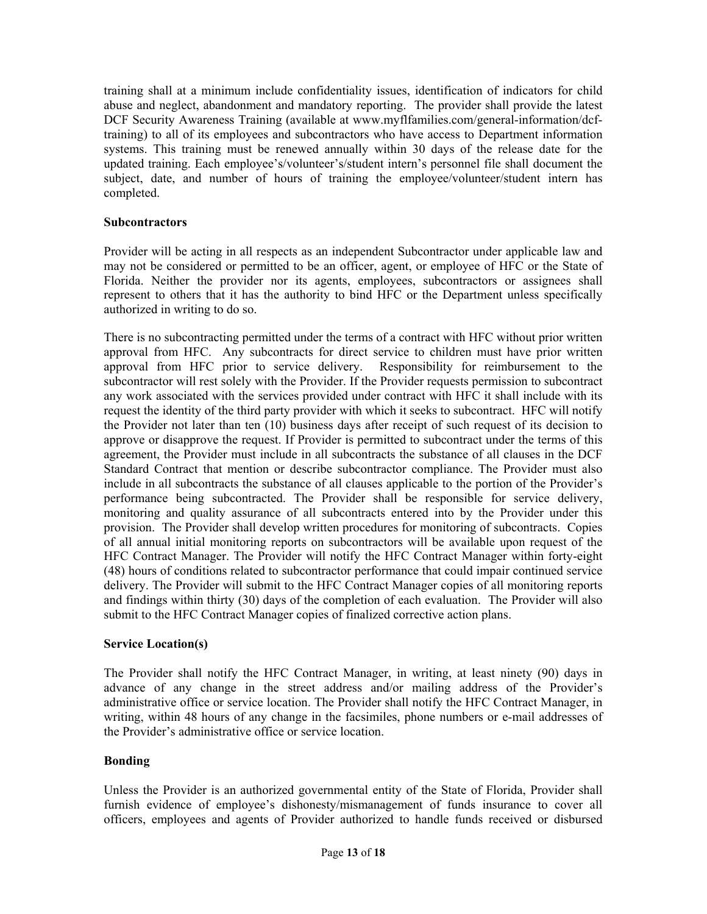training shall at a minimum include confidentiality issues, identification of indicators for child abuse and neglect, abandonment and mandatory reporting. The provider shall provide the latest DCF Security Awareness Training (available at www.myflfamilies.com/general-information/dcf-training) to all of its employees and subcontractors who have access to Department information systems. This training must be renewed annually within 30 days of the release date for the updated training. Each employee's/volunteer's/student intern's personnel file shall document the subject, date, and number of hours of training the employee/volunteer/student intern has completed.

**Subcontractors**

Provider will be acting in all respects as an independent Subcontractor under applicable law and may not be considered or permitted to be an officer, agent, or employee of HFC or the State of Florida. Neither the provider nor its agents, employees, subcontractors or assignees shall represent to others that it has the authority to bind HFC or the Department unless specifically authorized in writing to do so.

There is no subcontracting permitted under the terms of a contract with HFC without prior written approval from HFC. Any subcontracts for direct service to children must have prior written approval from HFC prior to service delivery. Responsibility for reimbursement to the subcontractor will rest solely with the Provider. If the Provider requests permission to subcontract any work associated with the services provided under contract with HFC it shall include with its request the identity of the third party provider with which it seeks to subcontract. HFC will notify the Provider not later than ten (10) business days after receipt of such request of its decision to approve or disapprove the request. If Provider is permitted to subcontract under the terms of this agreement, the Provider must include in all subcontracts the substance of all clauses in the DCF Standard Contract that mention or describe subcontractor compliance. The Provider must also include in all subcontracts the substance of all clauses applicable to the portion of the Provider's performance being subcontracted. The Provider shall be responsible for service delivery, monitoring and quality assurance of all subcontracts entered into by the Provider under this provision. The Provider shall develop written procedures for monitoring of subcontracts. Copies of all annual initial monitoring reports on subcontractors will be available upon request of the HFC Contract Manager. The Provider will notify the HFC Contract Manager within forty-eight (48) hours of conditions related to subcontractor performance that could impair continued service delivery. The Provider will submit to the HFC Contract Manager copies of all monitoring reports and findings within thirty (30) days of the completion of each evaluation. The Provider will also submit to the HFC Contract Manager copies of finalized corrective action plans.

**Service Location(s)**

The Provider shall notify the HFC Contract Manager, in writing, at least ninety (90) days in advance of any change in the street address and/or mailing address of the Provider's administrative office or service location. The Provider shall notify the HFC Contract Manager, in writing, within 48 hours of any change in the facsimiles, phone numbers or e-mail addresses of the Provider's administrative office or service location.

**Bonding**

Unless the Provider is an authorized governmental entity of the State of Florida, Provider shall furnish evidence of employee's dishonesty/mismanagement of funds insurance to cover all officers, employees and agents of Provider authorized to handle funds received or disbursed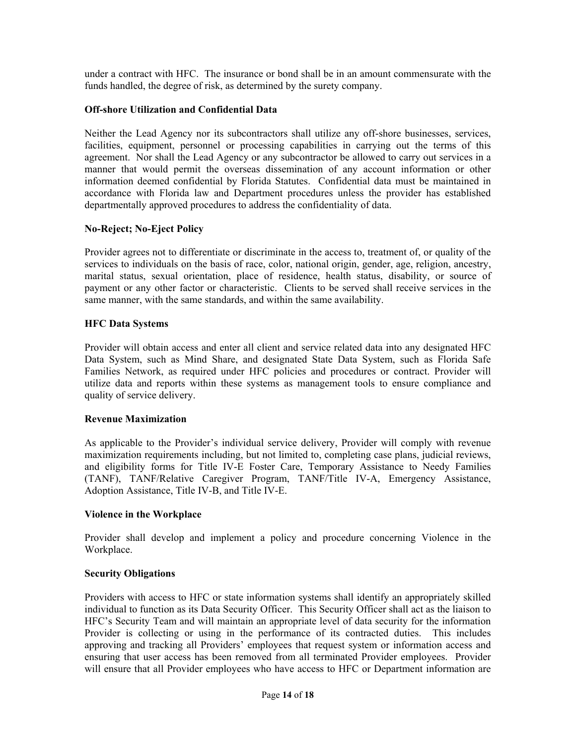under a contract with HFC. The insurance or bond shall be in an amount commensurate with the funds handled, the degree of risk, as determined by the surety company.

**Off-shore Utilization and Confidential Data**

Neither the Lead Agency nor its subcontractors shall utilize any off-shore businesses, services, facilities, equipment, personnel or processing capabilities in carrying out the terms of this agreement. Nor shall the Lead Agency or any subcontractor be allowed to carry out services in a manner that would permit the overseas dissemination of any account information or other information deemed confidential by Florida Statutes. Confidential data must be maintained in accordance with Florida law and Department procedures unless the provider has established departmentally approved procedures to address the confidentiality of data.

**No-Reject; No-Eject Policy**

Provider agrees not to differentiate or discriminate in the access to, treatment of, or quality of the services to individuals on the basis of race, color, national origin, gender, age, religion, ancestry, marital status, sexual orientation, place of residence, health status, disability, or source of payment or any other factor or characteristic. Clients to be served shall receive services in the same manner, with the same standards, and within the same availability.

**HFC Data Systems**

Provider will obtain access and enter all client and service related data into any designated HFC Data System, such as Mind Share, and designated State Data System, such as Florida Safe Families Network, as required under HFC policies and procedures or contract. Provider will utilize data and reports within these systems as management tools to ensure compliance and quality of service delivery.

**Revenue Maximization**

As applicable to the Provider's individual service delivery, Provider will comply with revenue maximization requirements including, but not limited to, completing case plans, judicial reviews, and eligibility forms for Title IV-E Foster Care, Temporary Assistance to Needy Families (TANF), TANF/Relative Caregiver Program, TANF/Title IV-A, Emergency Assistance, Adoption Assistance, Title IV-B, and Title IV-E.

**Violence in the Workplace**

Provider shall develop and implement a policy and procedure concerning Violence in the Workplace.

**Security Obligations**

Providers with access to HFC or state information systems shall identify an appropriately skilled individual to function as its Data Security Officer. This Security Officer shall act as the liaison to HFC's Security Team and will maintain an appropriate level of data security for the information Provider is collecting or using in the performance of its contracted duties. This includes approving and tracking all Providers' employees that request system or information access and ensuring that user access has been removed from all terminated Provider employees. Provider will ensure that all Provider employees who have access to HFC or Department information are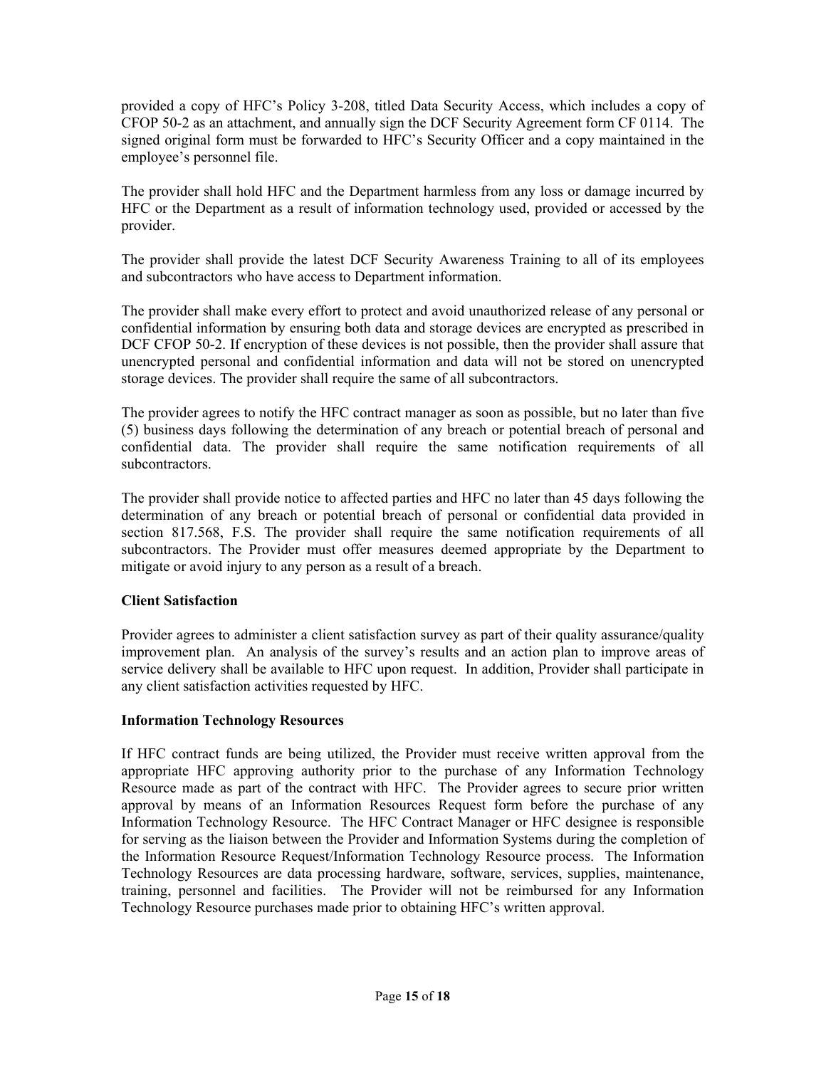provided a copy of HFC's Policy 3-208, titled Data Security Access, which includes a copy of CFOP 50-2 as an attachment, and annually sign the DCF Security Agreement form CF 0114. The signed original form must be forwarded to HFC's Security Officer and a copy maintained in the employee's personnel file.

The provider shall hold HFC and the Department harmless from any loss or damage incurred by HFC or the Department as a result of information technology used, provided or accessed by the provider.

The provider shall provide the latest DCF Security Awareness Training to all of its employees and subcontractors who have access to Department information.

The provider shall make every effort to protect and avoid unauthorized release of any personal or confidential information by ensuring both data and storage devices are encrypted as prescribed in DCF CFOP 50-2. If encryption of these devices is not possible, then the provider shall assure that unencrypted personal and confidential information and data will not be stored on unencrypted storage devices. The provider shall require the same of all subcontractors.

The provider agrees to notify the HFC contract manager as soon as possible, but no later than five (5) business days following the determination of any breach or potential breach of personal and confidential data. The provider shall require the same notification requirements of all subcontractors.

The provider shall provide notice to affected parties and HFC no later than 45 days following the determination of any breach or potential breach of personal or confidential data provided in section 817.568, F.S. The provider shall require the same notification requirements of all subcontractors. The Provider must offer measures deemed appropriate by the Department to mitigate or avoid injury to any person as a result of a breach.

**Client Satisfaction**

Provider agrees to administer a client satisfaction survey as part of their quality assurance/quality improvement plan. An analysis of the survey's results and an action plan to improve areas of service delivery shall be available to HFC upon request. In addition, Provider shall participate in any client satisfaction activities requested by HFC.

**Information Technology Resources**

If HFC contract funds are being utilized, the Provider must receive written approval from the appropriate HFC approving authority prior to the purchase of any Information Technology Resource made as part of the contract with HFC. The Provider agrees to secure prior written approval by means of an Information Resources Request form before the purchase of any Information Technology Resource. The HFC Contract Manager or HFC designee is responsible for serving as the liaison between the Provider and Information Systems during the completion of the Information Resource Request/Information Technology Resource process. The Information Technology Resources are data processing hardware, software, services, supplies, maintenance, training, personnel and facilities. The Provider will not be reimbursed for any Information Technology Resource purchases made prior to obtaining HFC's written approval.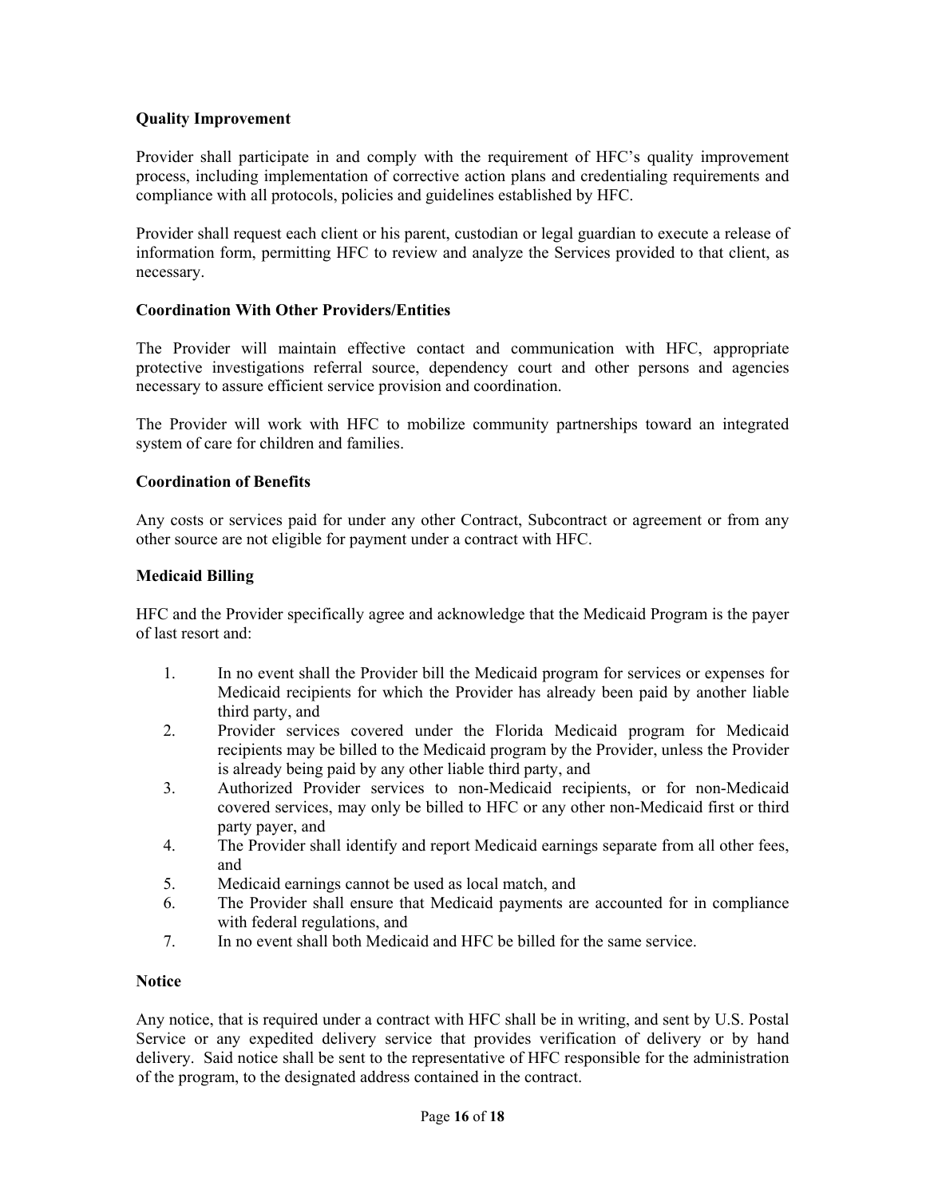**Quality Improvement**

Provider shall participate in and comply with the requirement of HFC's quality improvement process, including implementation of corrective action plans and credentialing requirements and compliance with all protocols, policies and guidelines established by HFC.

Provider shall request each client or his parent, custodian or legal guardian to execute a release of information form, permitting HFC to review and analyze the Services provided to that client, as necessary.

**Coordination With Other Providers/Entities**

The Provider will maintain effective contact and communication with HFC, appropriate protective investigations referral source, dependency court and other persons and agencies necessary to assure efficient service provision and coordination.

The Provider will work with HFC to mobilize community partnerships toward an integrated system of care for children and families.

**Coordination of Benefits**

Any costs or services paid for under any other Contract, Subcontract or agreement or from any other source are not eligible for payment under a contract with HFC.

**Medicaid Billing**

HFC and the Provider specifically agree and acknowledge that the Medicaid Program is the payer of last resort and:

1. In no event shall the Provider bill the Medicaid program for services or expenses for Medicaid recipients for which the Provider has already been paid by another liable third party, and
2. Provider services covered under the Florida Medicaid program for Medicaid recipients may be billed to the Medicaid program by the Provider, unless the Provider is already being paid by any other liable third party, and
3. Authorized Provider services to non-Medicaid recipients, or for non-Medicaid covered services, may only be billed to HFC or any other non-Medicaid first or third party payer, and
4. The Provider shall identify and report Medicaid earnings separate from all other fees, and
5. Medicaid earnings cannot be used as local match, and
6. The Provider shall ensure that Medicaid payments are accounted for in compliance with federal regulations, and
7. In no event shall both Medicaid and HFC be billed for the same service.

**Notice**

Any notice, that is required under a contract with HFC shall be in writing, and sent by U.S. Postal Service or any expedited delivery service that provides verification of delivery or by hand delivery. Said notice shall be sent to the representative of HFC responsible for the administration of the program, to the designated address contained in the contract.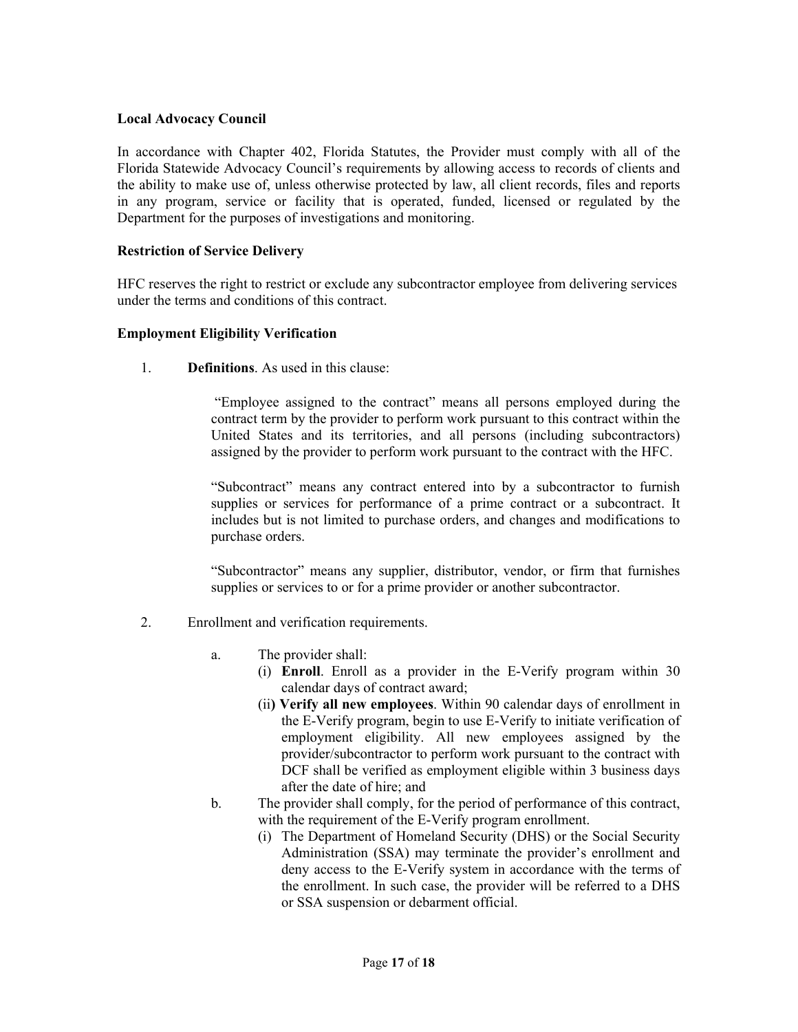**Local Advocacy Council**

In accordance with Chapter 402, Florida Statutes, the Provider must comply with all of the Florida Statewide Advocacy Council's requirements by allowing access to records of clients and the ability to make use of, unless otherwise protected by law, all client records, files and reports in any program, service or facility that is operated, funded, licensed or regulated by the Department for the purposes of investigations and monitoring.

**Restriction of Service Delivery**

HFC reserves the right to restrict or exclude any subcontractor employee from delivering services under the terms and conditions of this contract.

**Employment Eligibility Verification**

1. **Definitions**. As used in this clause:

   "Employee assigned to the contract" means all persons employed during the contract term by the provider to perform work pursuant to this contract within the United States and its territories, and all persons (including subcontractors) assigned by the provider to perform work pursuant to the contract with the HFC.

   "Subcontract" means any contract entered into by a subcontractor to furnish supplies or services for performance of a prime contract or a subcontract. It includes but is not limited to purchase orders, and changes and modifications to purchase orders.

   "Subcontractor" means any supplier, distributor, vendor, or firm that furnishes supplies or services to or for a prime provider or another subcontractor.

2. Enrollment and verification requirements.

   a. The provider shall:
      (i) **Enroll**. Enroll as a provider in the E-Verify program within 30 calendar days of contract award;
      (ii) **Verify all new employees**. Within 90 calendar days of enrollment in the E-Verify program, begin to use E-Verify to initiate verification of employment eligibility. All new employees assigned by the provider/subcontractor to perform work pursuant to the contract with DCF shall be verified as employment eligible within 3 business days after the date of hire; and

   b. The provider shall comply, for the period of performance of this contract, with the requirement of the E-Verify program enrollment.
      (i) The Department of Homeland Security (DHS) or the Social Security Administration (SSA) may terminate the provider's enrollment and deny access to the E-Verify system in accordance with the terms of the enrollment. In such case, the provider will be referred to a DHS or SSA suspension or debarment official.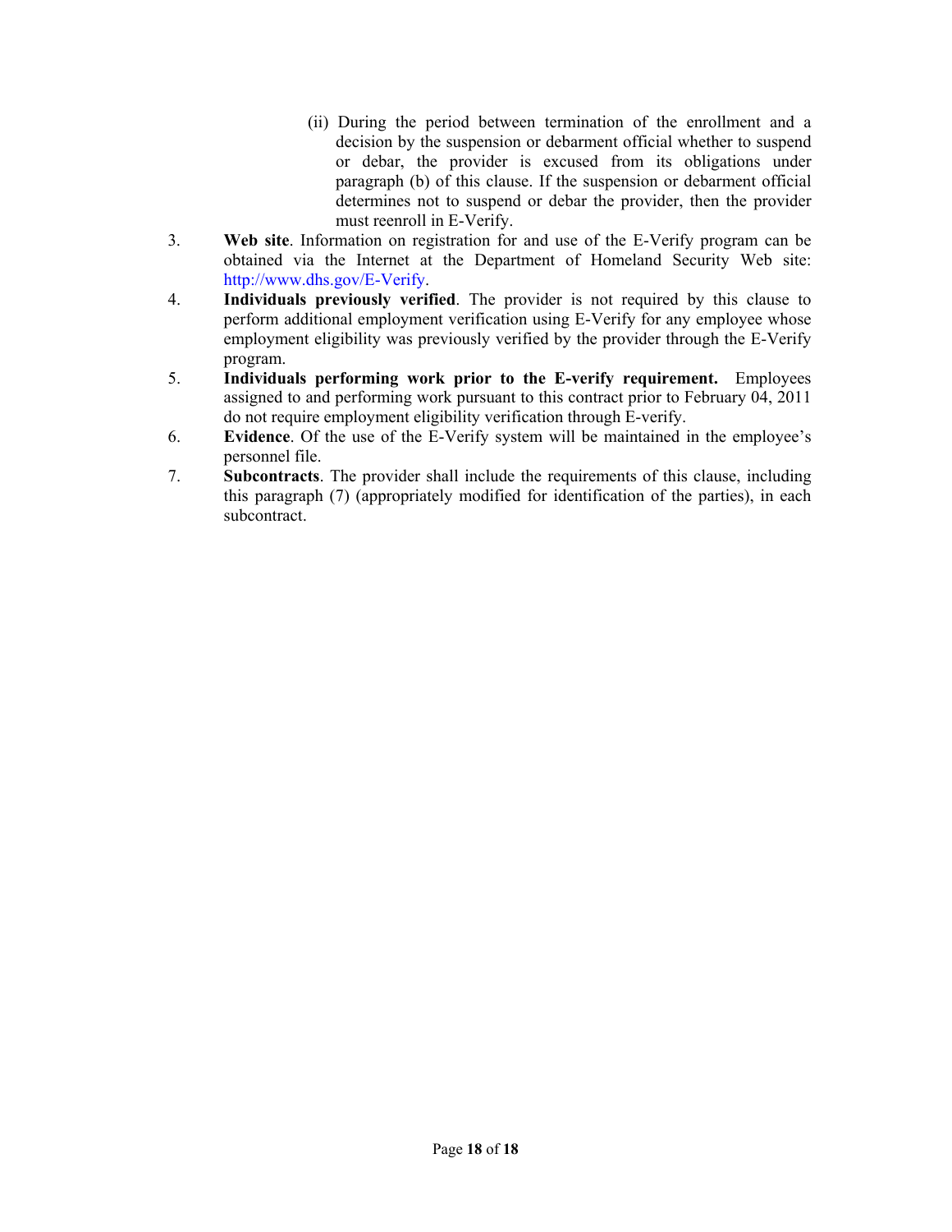(ii) During the period between termination of the enrollment and a decision by the suspension or debarment official whether to suspend or debar, the provider is excused from its obligations under paragraph (b) of this clause. If the suspension or debarment official determines not to suspend or debar the provider, then the provider must reenroll in E-Verify.

3. **Web site**. Information on registration for and use of the E-Verify program can be obtained via the Internet at the Department of Homeland Security Web site: http://www.dhs.gov/E-Verify.
4. **Individuals previously verified**. The provider is not required by this clause to perform additional employment verification using E-Verify for any employee whose employment eligibility was previously verified by the provider through the E-Verify program.
5. **Individuals performing work prior to the E-verify requirement.** Employees assigned to and performing work pursuant to this contract prior to February 04, 2011 do not require employment eligibility verification through E-verify.
6. **Evidence**. Of the use of the E-Verify system will be maintained in the employee's personnel file.
7. **Subcontracts**. The provider shall include the requirements of this clause, including this paragraph (7) (appropriately modified for identification of the parties), in each subcontract.